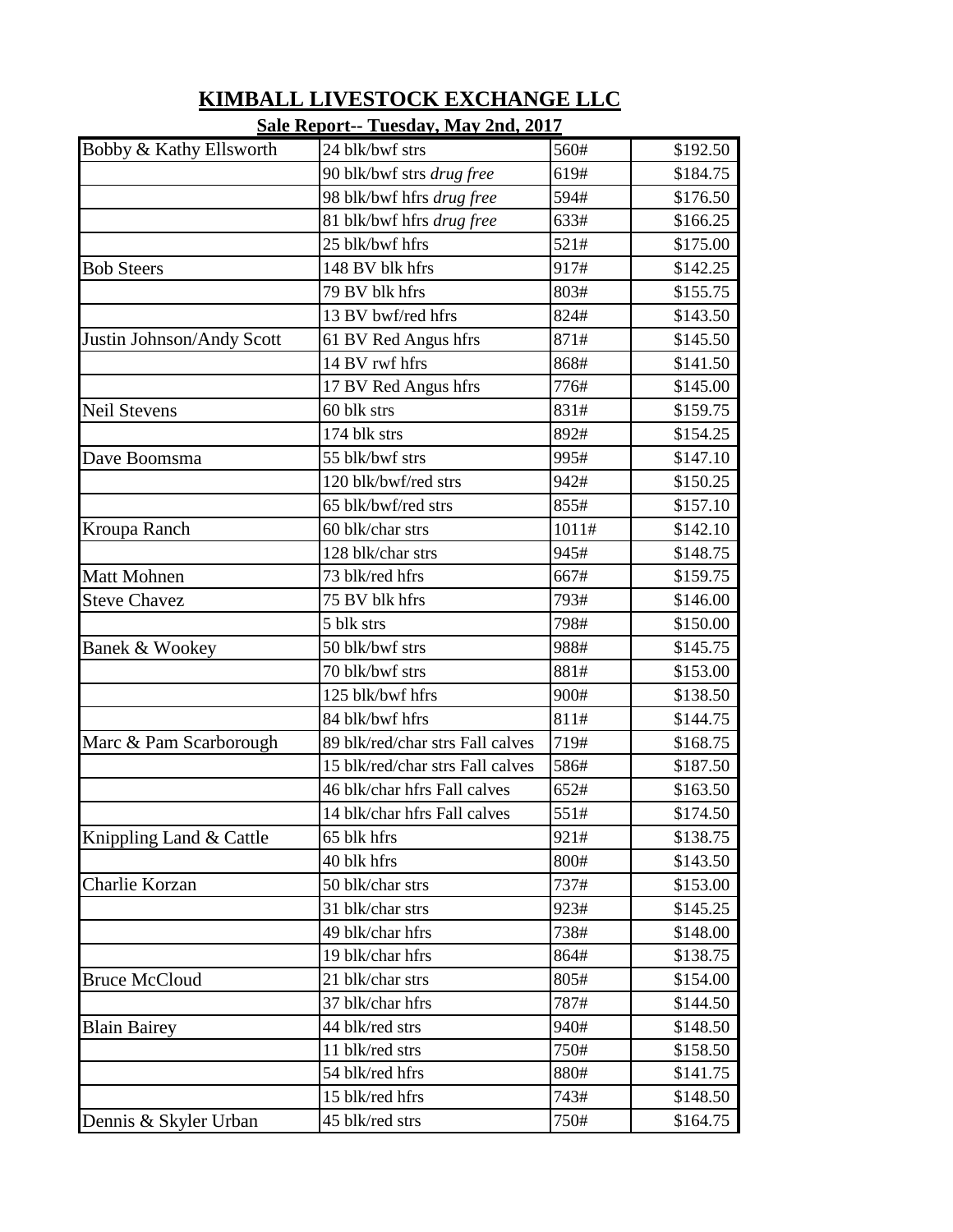# KIMBALL LIVESTOCK EXCHANGE LLC

## Sale Report-- Tuesday, May 2nd, 2017

| | | | |
|---|---|---|---|
| Bobby & Kathy Ellsworth | 24 blk/bwf strs | 560# | $192.50 |
| | 90 blk/bwf strs *drug free* | 619# | $184.75 |
| | 98 blk/bwf hfrs *drug free* | 594# | $176.50 |
| | 81 blk/bwf hfrs *drug free* | 633# | $166.25 |
| | 25 blk/bwf hfrs | 521# | $175.00 |
| Bob Steers | 148 BV blk hfrs | 917# | $142.25 |
| | 79 BV blk hfrs | 803# | $155.75 |
| | 13 BV bwf/red hfrs | 824# | $143.50 |
| Justin Johnson/Andy Scott | 61 BV Red Angus hfrs | 871# | $145.50 |
| | 14 BV rwf hfrs | 868# | $141.50 |
| | 17 BV Red Angus hfrs | 776# | $145.00 |
| Neil Stevens | 60 blk strs | 831# | $159.75 |
| | 174 blk strs | 892# | $154.25 |
| Dave Boomsma | 55 blk/bwf strs | 995# | $147.10 |
| | 120 blk/bwf/red strs | 942# | $150.25 |
| | 65 blk/bwf/red strs | 855# | $157.10 |
| Kroupa Ranch | 60 blk/char strs | 1011# | $142.10 |
| | 128 blk/char strs | 945# | $148.75 |
| Matt Mohnen | 73 blk/red hfrs | 667# | $159.75 |
| Steve Chavez | 75 BV blk hfrs | 793# | $146.00 |
| | 5 blk strs | 798# | $150.00 |
| Banek & Wookey | 50 blk/bwf strs | 988# | $145.75 |
| | 70 blk/bwf strs | 881# | $153.00 |
| | 125 blk/bwf hfrs | 900# | $138.50 |
| | 84 blk/bwf hfrs | 811# | $144.75 |
| Marc & Pam Scarborough | 89 blk/red/char strs Fall calves | 719# | $168.75 |
| | 15 blk/red/char strs Fall calves | 586# | $187.50 |
| | 46 blk/char hfrs Fall calves | 652# | $163.50 |
| | 14 blk/char hfrs Fall calves | 551# | $174.50 |
| Knippling Land & Cattle | 65 blk hfrs | 921# | $138.75 |
| | 40 blk hfrs | 800# | $143.50 |
| Charlie Korzan | 50 blk/char strs | 737# | $153.00 |
| | 31 blk/char strs | 923# | $145.25 |
| | 49 blk/char hfrs | 738# | $148.00 |
| | 19 blk/char hfrs | 864# | $138.75 |
| Bruce McCloud | 21 blk/char strs | 805# | $154.00 |
| | 37 blk/char hfrs | 787# | $144.50 |
| Blain Bairey | 44 blk/red strs | 940# | $148.50 |
| | 11 blk/red strs | 750# | $158.50 |
| | 54 blk/red hfrs | 880# | $141.75 |
| | 15 blk/red hfrs | 743# | $148.50 |
| Dennis & Skyler Urban | 45 blk/red strs | 750# | $164.75 |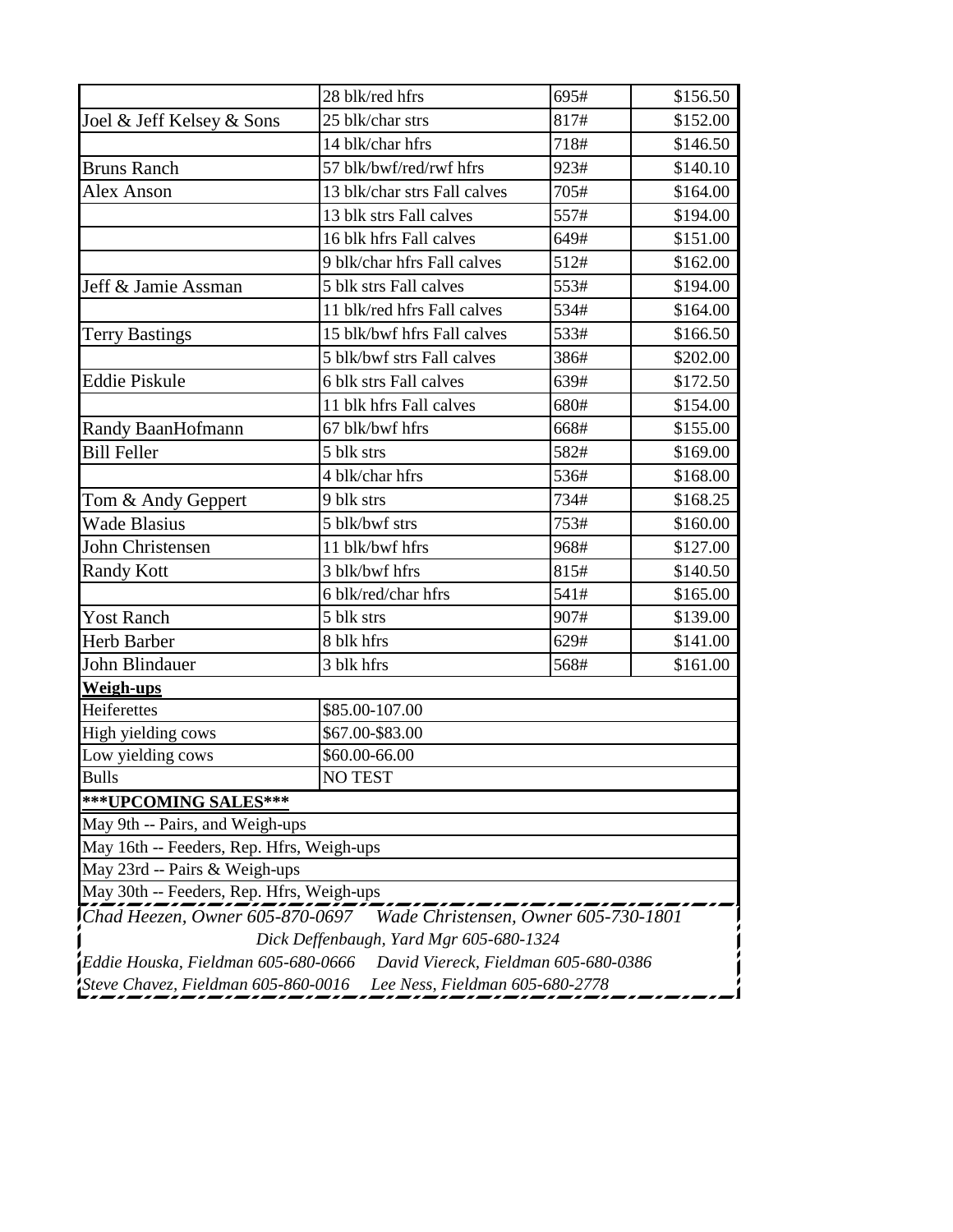| | | | |
|---|---|---|---|
| | 28 blk/red hfrs | 695# | $156.50 |
| Joel & Jeff Kelsey & Sons | 25 blk/char strs | 817# | $152.00 |
| | 14 blk/char hfrs | 718# | $146.50 |
| Bruns Ranch | 57 blk/bwf/red/rwf hfrs | 923# | $140.10 |
| Alex Anson | 13 blk/char strs Fall calves | 705# | $164.00 |
| | 13 blk strs Fall calves | 557# | $194.00 |
| | 16 blk hfrs Fall calves | 649# | $151.00 |
| | 9 blk/char hfrs Fall calves | 512# | $162.00 |
| Jeff & Jamie Assman | 5 blk strs Fall calves | 553# | $194.00 |
| | 11 blk/red hfrs Fall calves | 534# | $164.00 |
| Terry Bastings | 15 blk/bwf hfrs Fall calves | 533# | $166.50 |
| | 5 blk/bwf strs Fall calves | 386# | $202.00 |
| Eddie Piskule | 6 blk strs Fall calves | 639# | $172.50 |
| | 11 blk hfrs Fall calves | 680# | $154.00 |
| Randy BaanHofmann | 67 blk/bwf hfrs | 668# | $155.00 |
| Bill Feller | 5 blk strs | 582# | $169.00 |
| | 4 blk/char hfrs | 536# | $168.00 |
| Tom & Andy Geppert | 9 blk strs | 734# | $168.25 |
| Wade Blasius | 5 blk/bwf strs | 753# | $160.00 |
| John Christensen | 11 blk/bwf hfrs | 968# | $127.00 |
| Randy Kott | 3 blk/bwf hfrs | 815# | $140.50 |
| | 6 blk/red/char hfrs | 541# | $165.00 |
| Yost Ranch | 5 blk strs | 907# | $139.00 |
| Herb Barber | 8 blk hfrs | 629# | $141.00 |
| John Blindauer | 3 blk hfrs | 568# | $161.00 |

**Weigh-ups**

| | |
|---|---|
| Heiferettes | $85.00-107.00 |
| High yielding cows | $67.00-$83.00 |
| Low yielding cows | $60.00-66.00 |
| Bulls | NO TEST |

**\*\*\*UPCOMING SALES\*\*\***

May 9th -- Pairs, and Weigh-ups

May 16th -- Feeders, Rep. Hfrs, Weigh-ups

May 23rd -- Pairs & Weigh-ups

May 30th -- Feeders, Rep. Hfrs, Weigh-ups

*Chad Heezen, Owner 605-870-0697 Wade Christensen, Owner 605-730-1801*

*Dick Deffenbaugh, Yard Mgr 605-680-1324*

*Eddie Houska, Fieldman 605-680-0666 David Viereck, Fieldman 605-680-0386*

*Steve Chavez, Fieldman 605-860-0016 Lee Ness, Fieldman 605-680-2778*